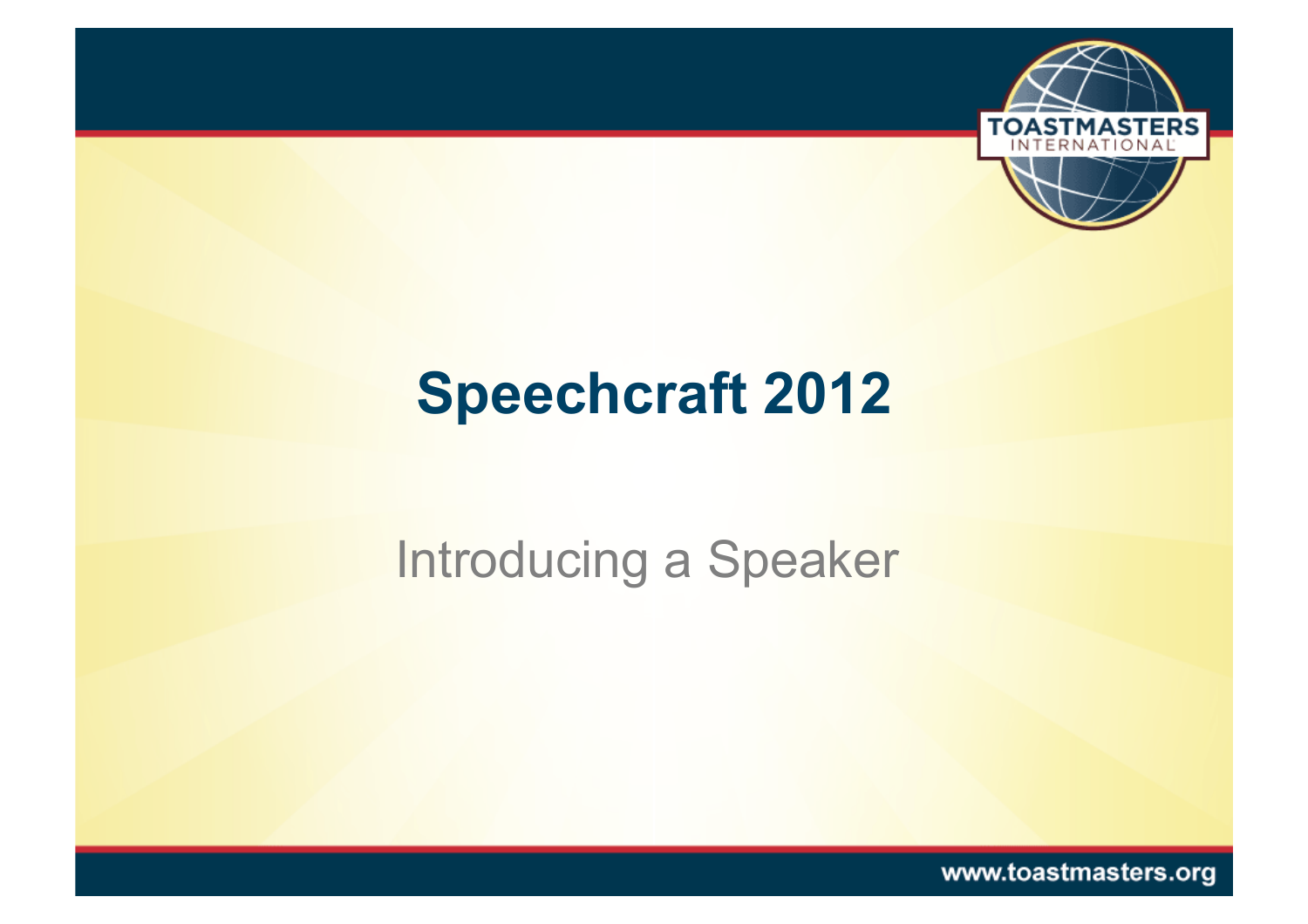# Speechcraft 2012

## Introducing a Speaker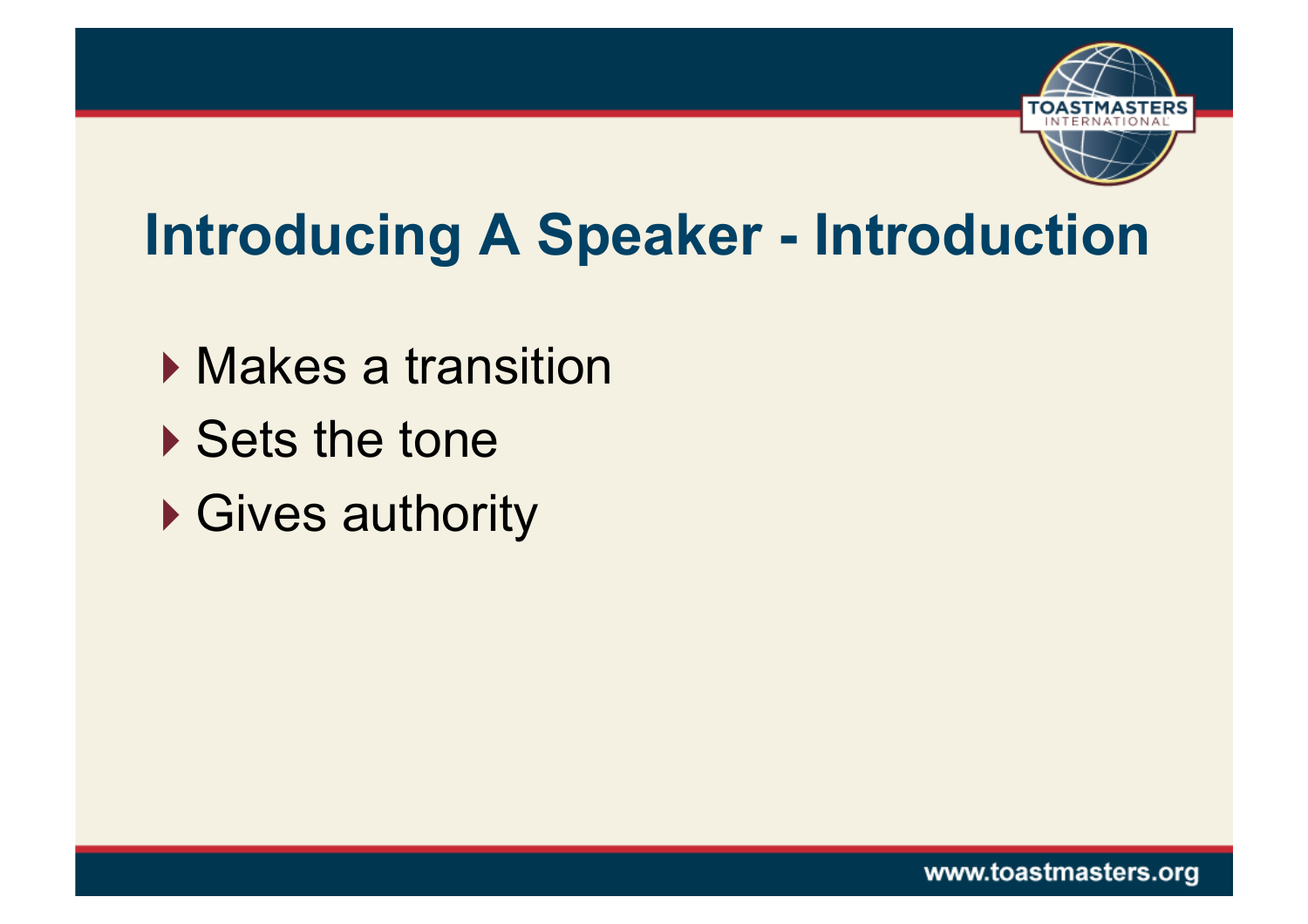# Introducing A Speaker - Introduction

- Makes a transition
- Sets the tone
- Gives authority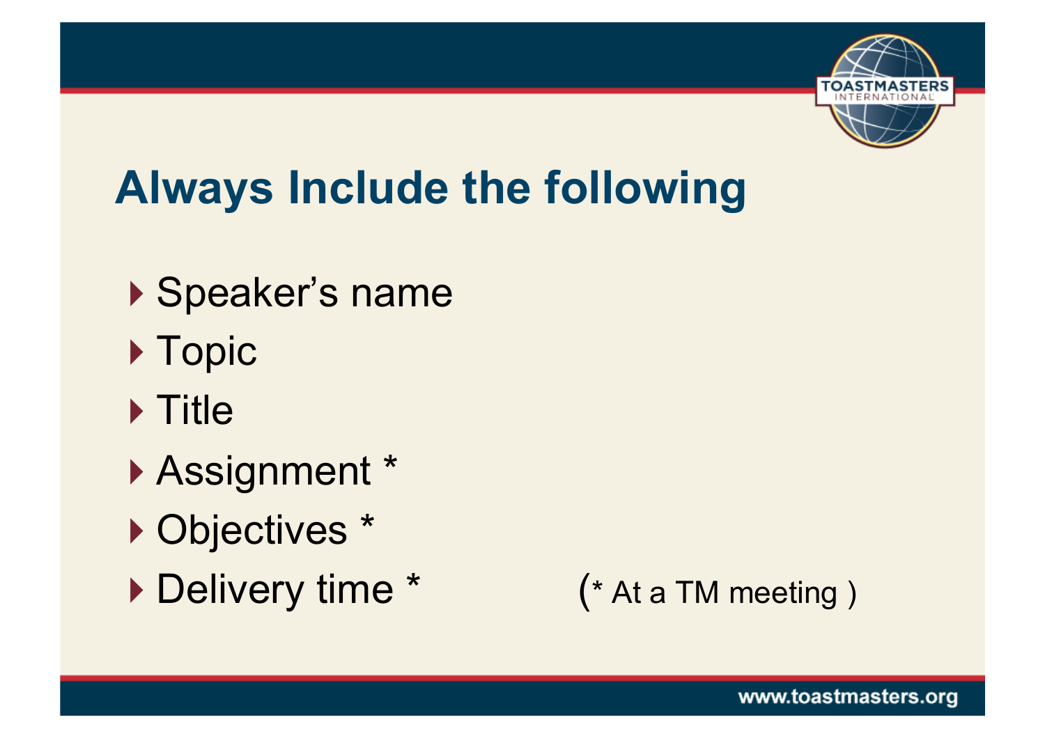# Always Include the following

- Speaker's name
- Topic
- Title
- Assignment *
- Objectives *
- Delivery time *

(* At a TM meeting )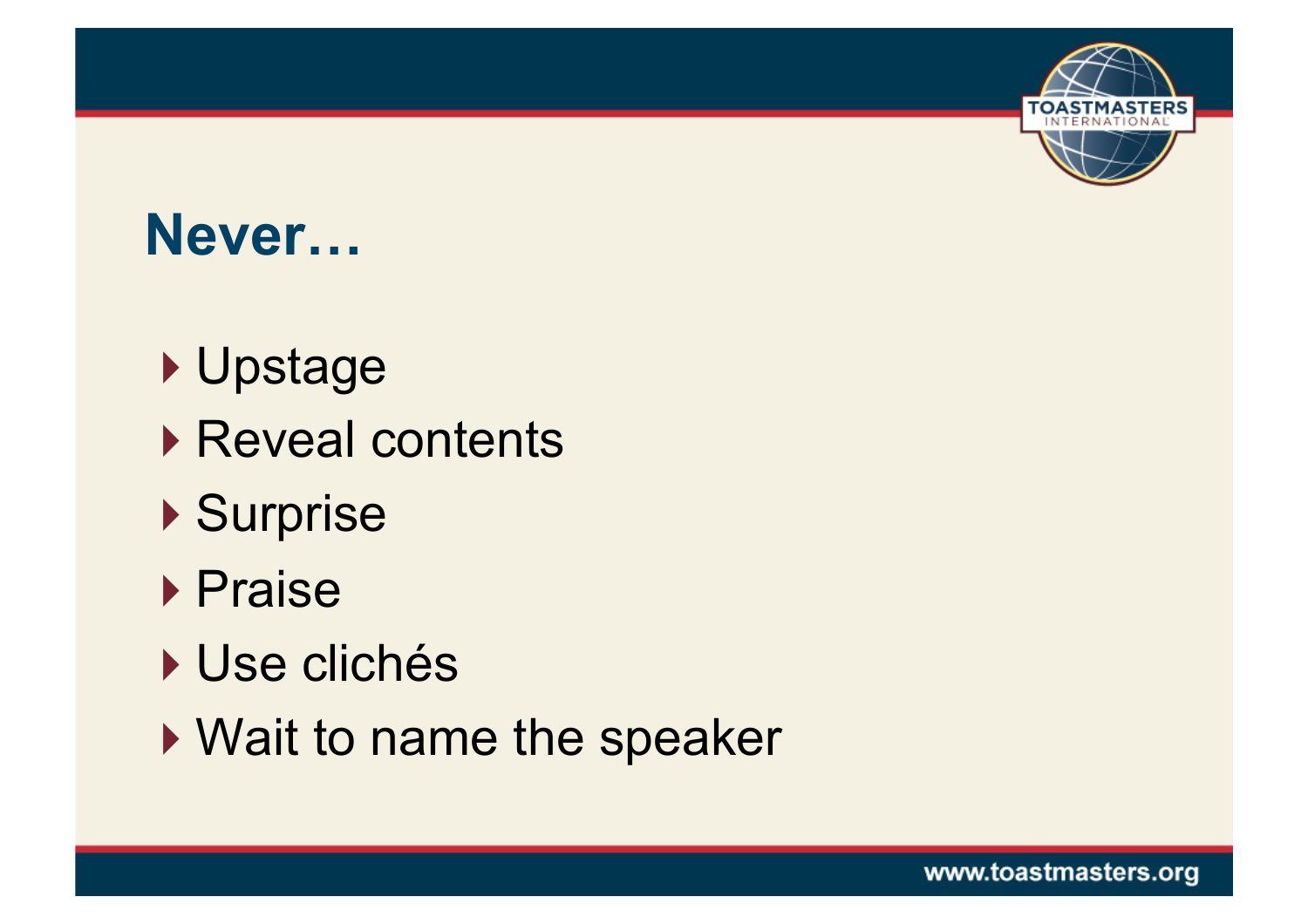# Never…

- Upstage
- Reveal contents
- Surprise
- Praise
- Use clichés
- Wait to name the speaker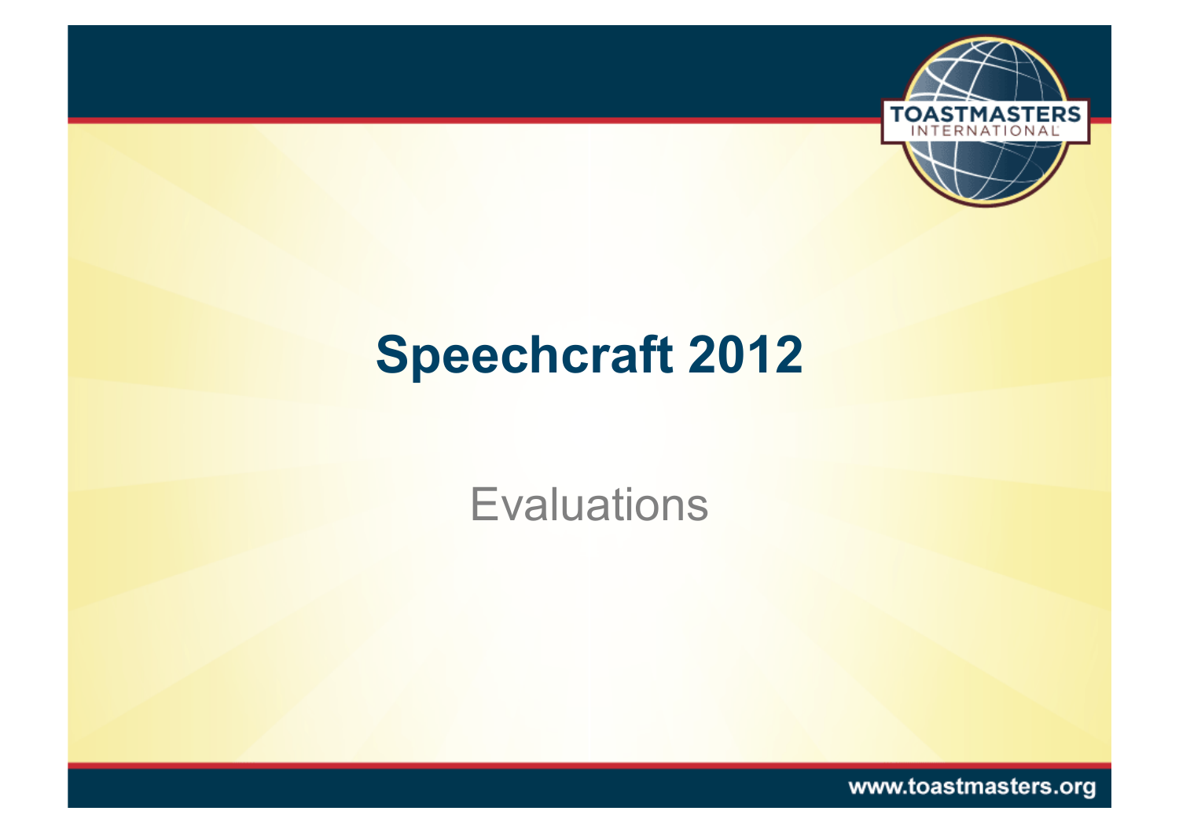# Speechcraft 2012

Evaluations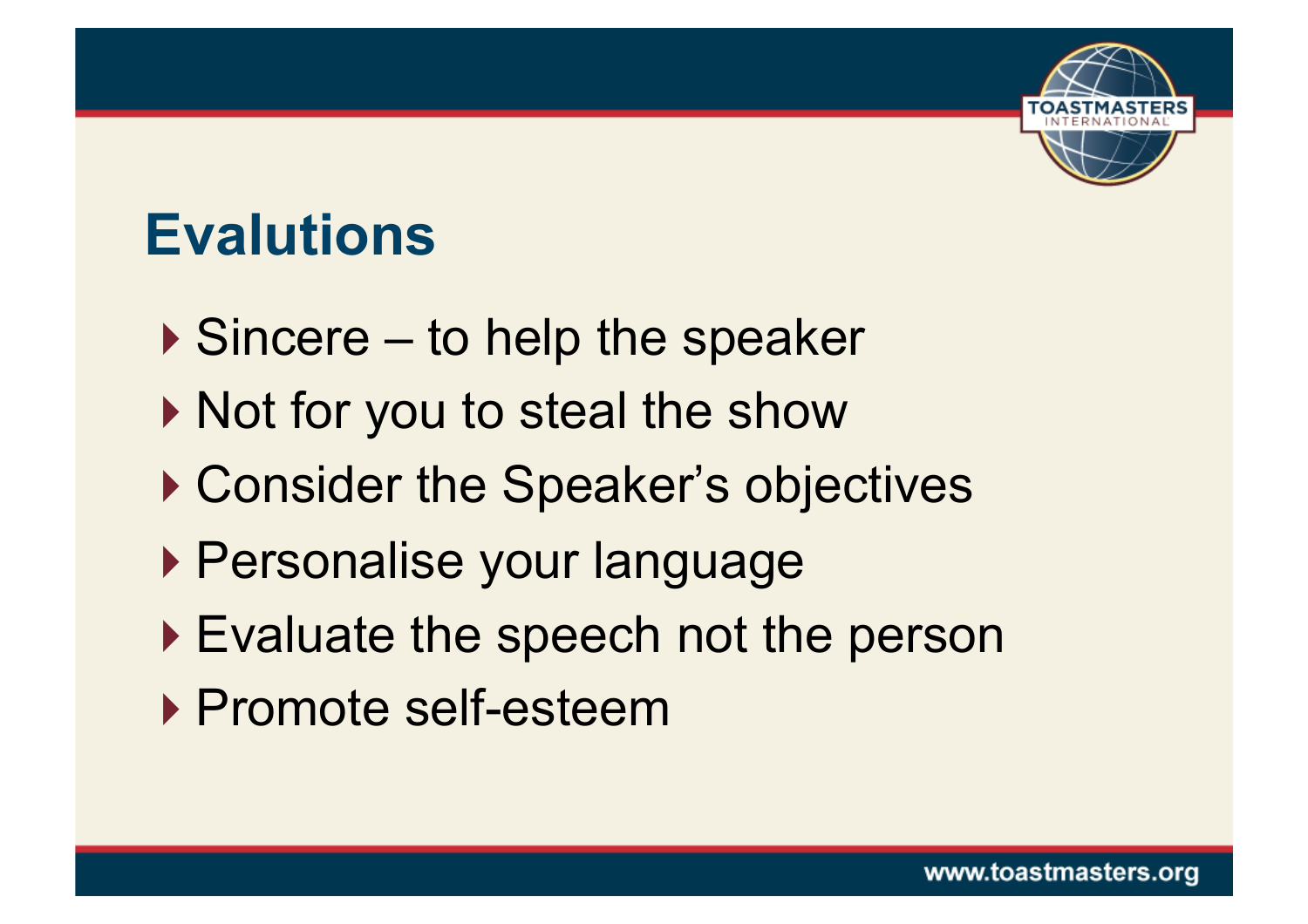# Evalutions

- Sincere – to help the speaker
- Not for you to steal the show
- Consider the Speaker's objectives
- Personalise your language
- Evaluate the speech not the person
- Promote self-esteem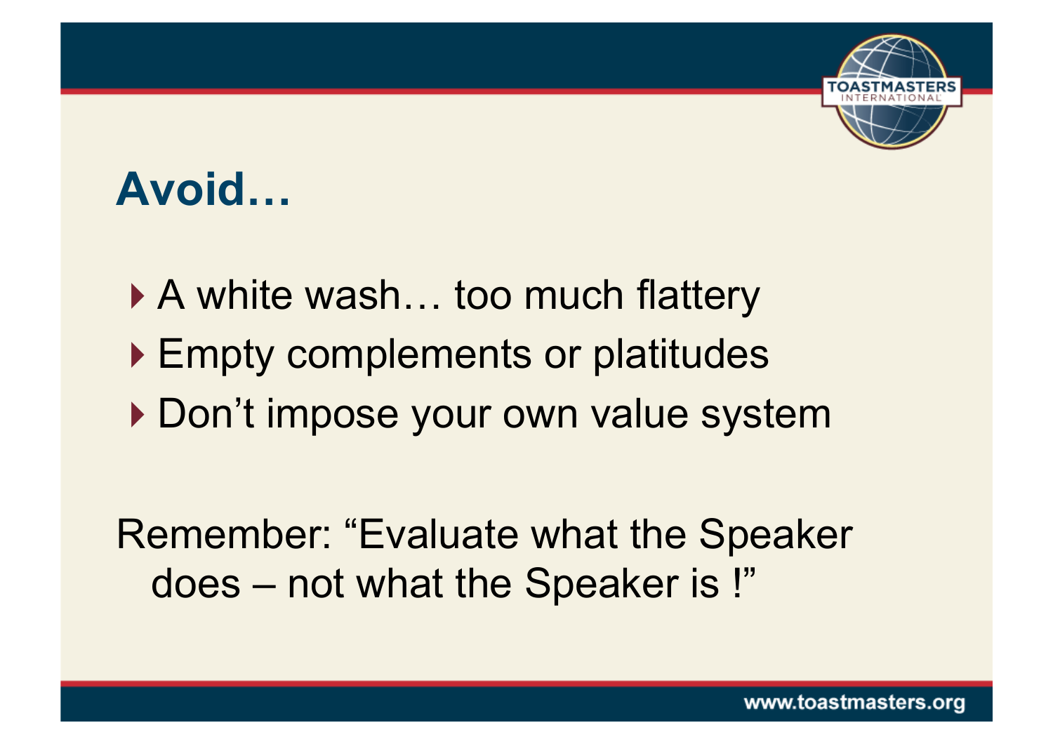## Avoid…

- A white wash… too much flattery
- Empty complements or platitudes
- Don’t impose your own value system

Remember: “Evaluate what the Speaker does – not what the Speaker is !”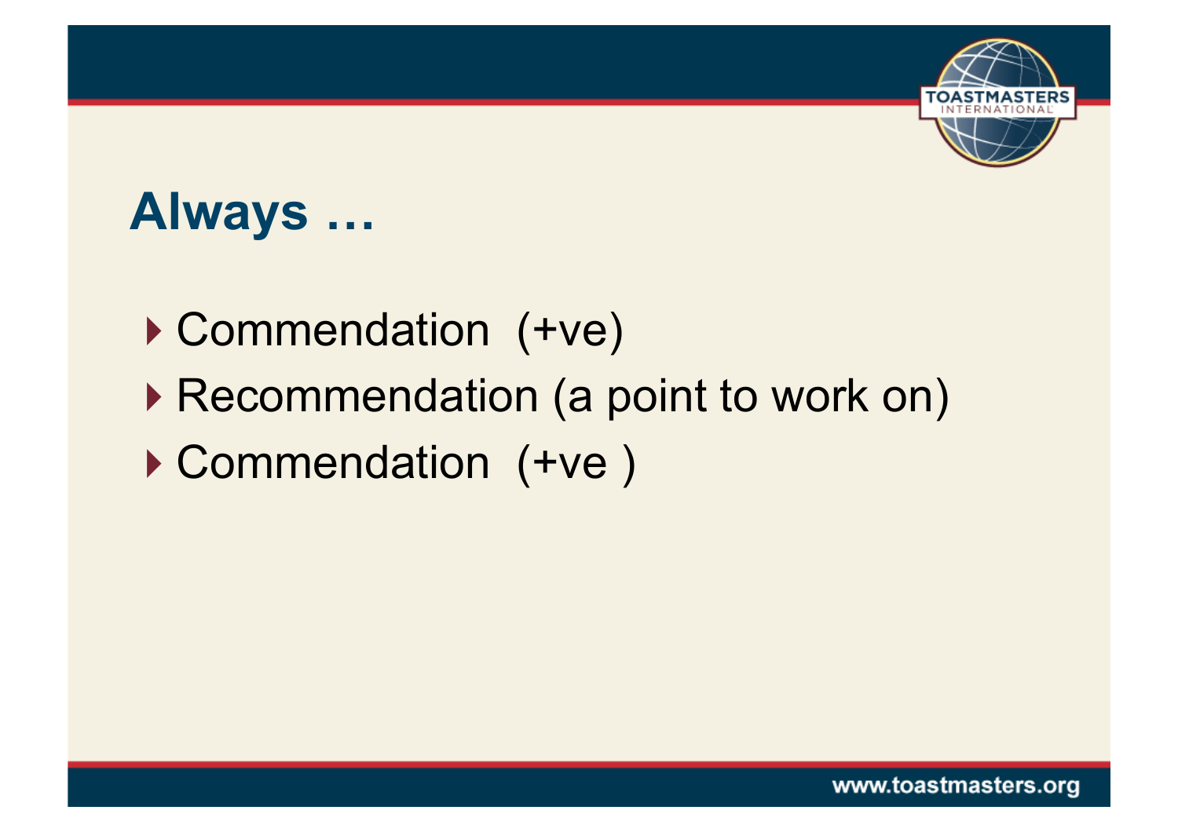# Always …

- Commendation (+ve)
- Recommendation (a point to work on)
- Commendation (+ve )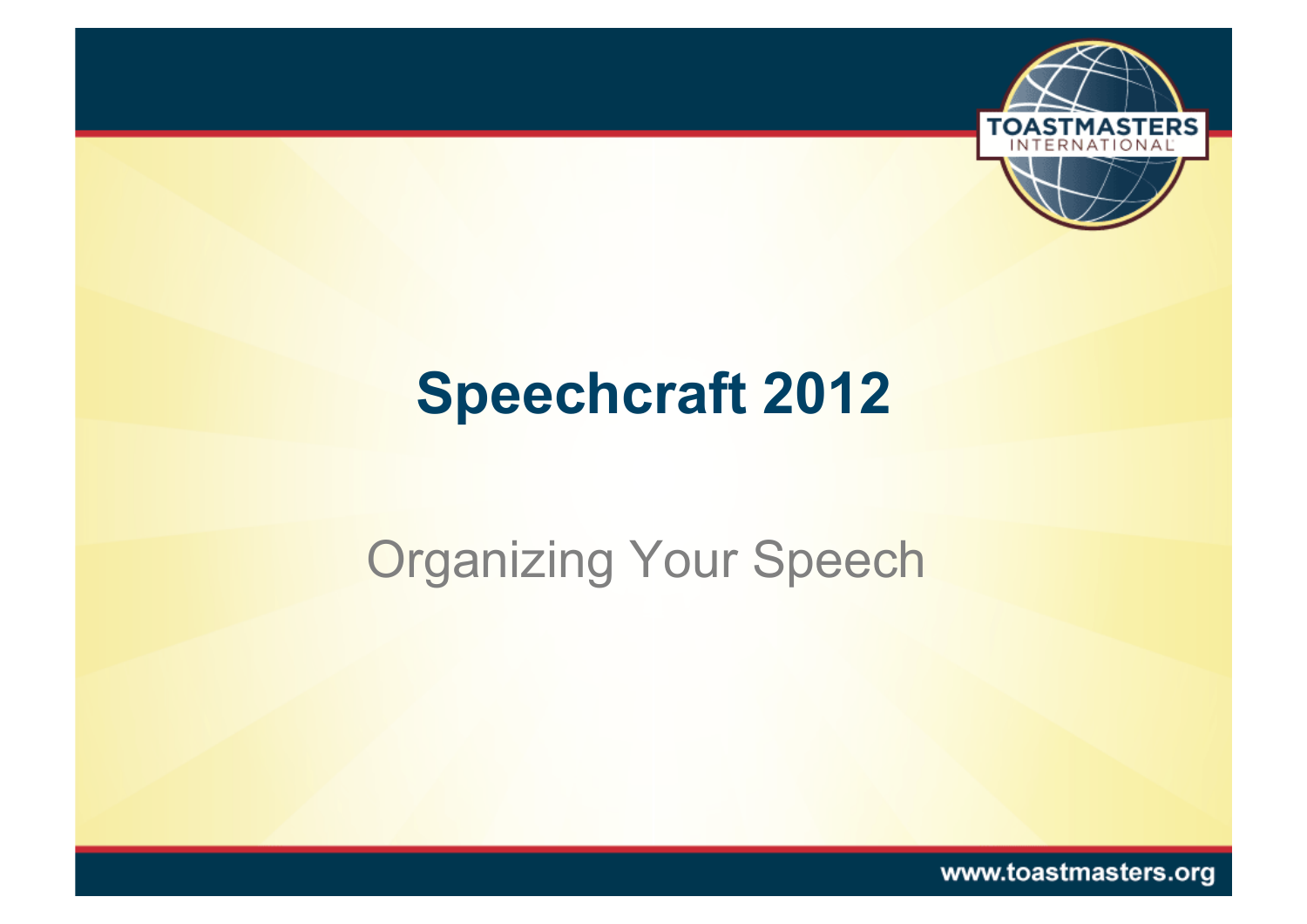# Speechcraft 2012

## Organizing Your Speech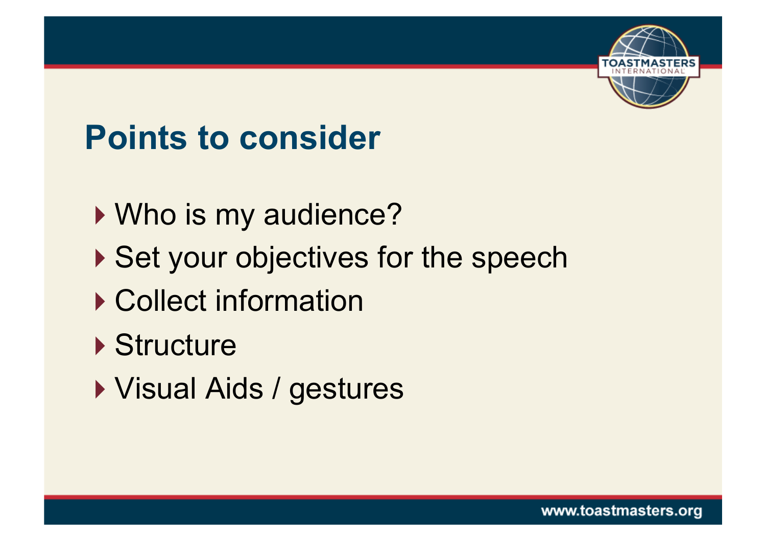# Points to consider

- Who is my audience?
- Set your objectives for the speech
- Collect information
- Structure
- Visual Aids / gestures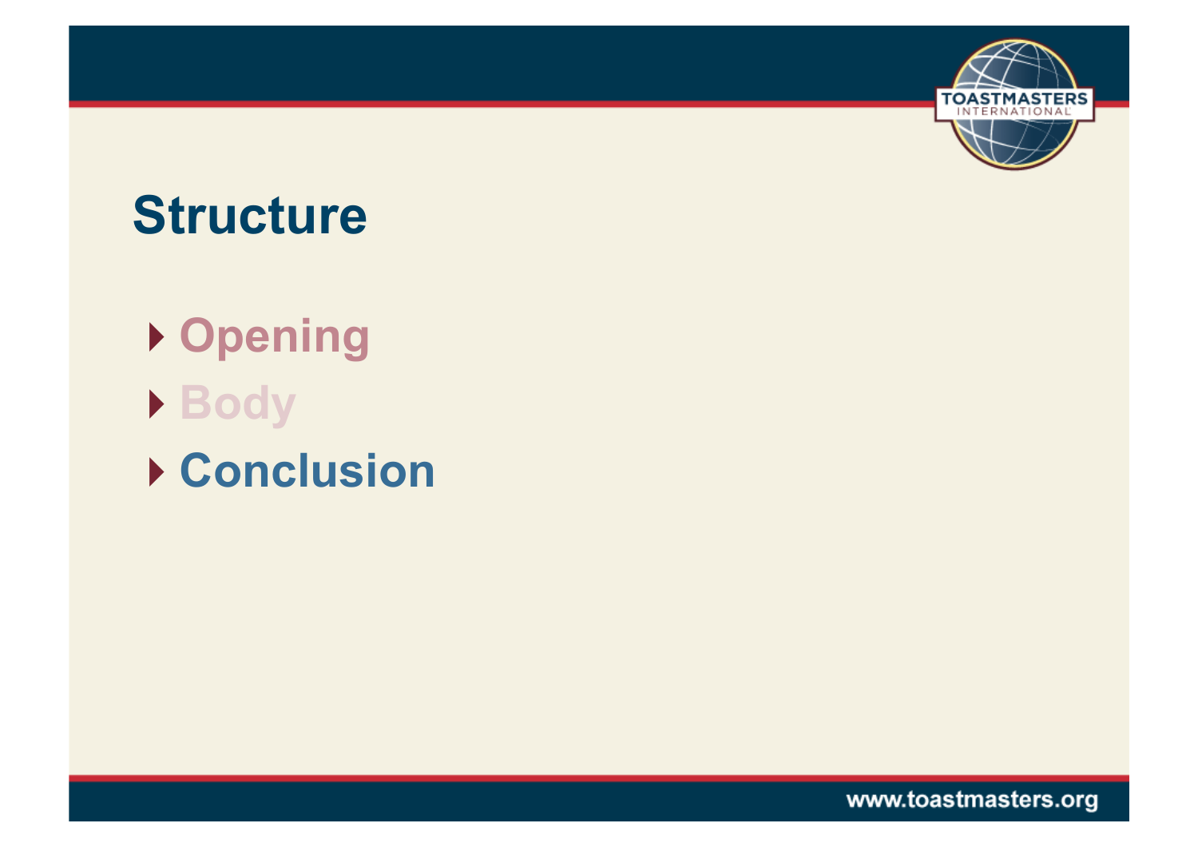# Structure

- Opening
- Body
- Conclusion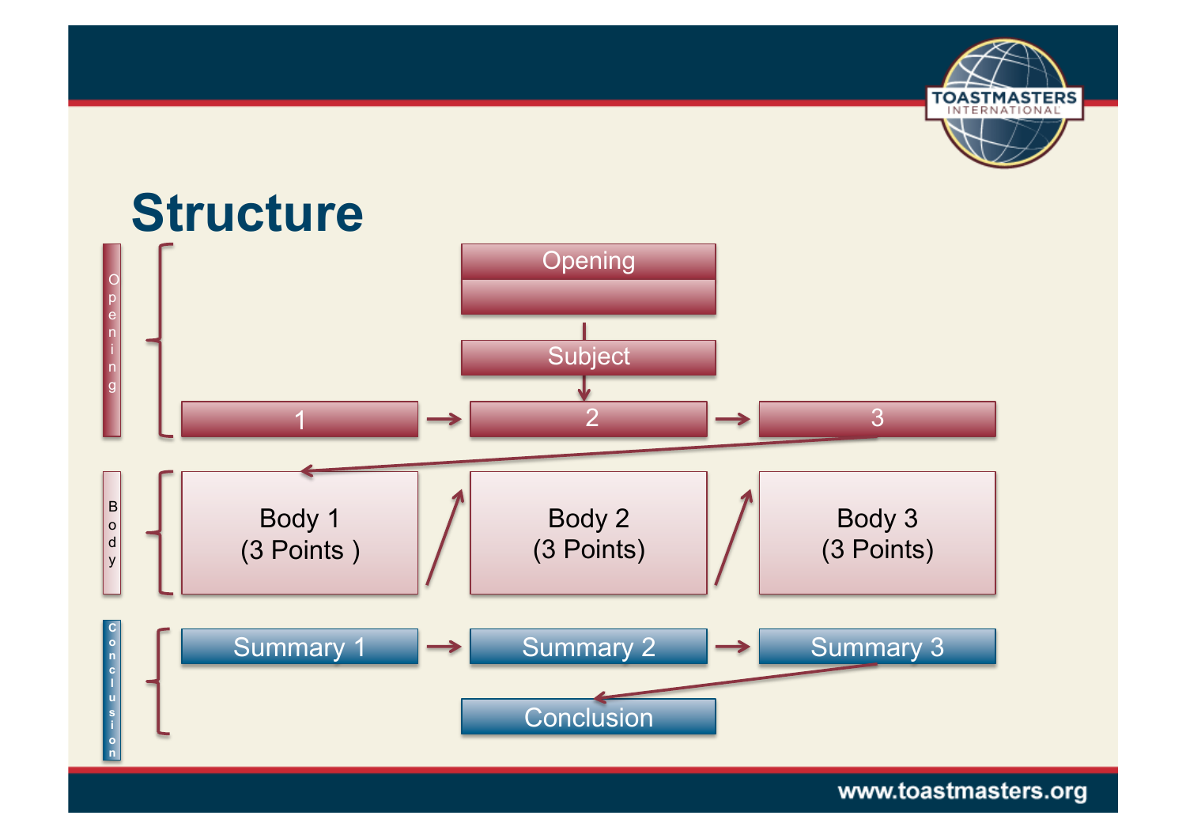# Structure

**Opening**

- Opening
- Subject
- 1 → 2 → 3

**Body**

- Body 1 (3 Points ) → Body 2 (3 Points) → Body 3 (3 Points)

**Conclusion**

- Summary 1 → Summary 2 → Summary 3
- Conclusion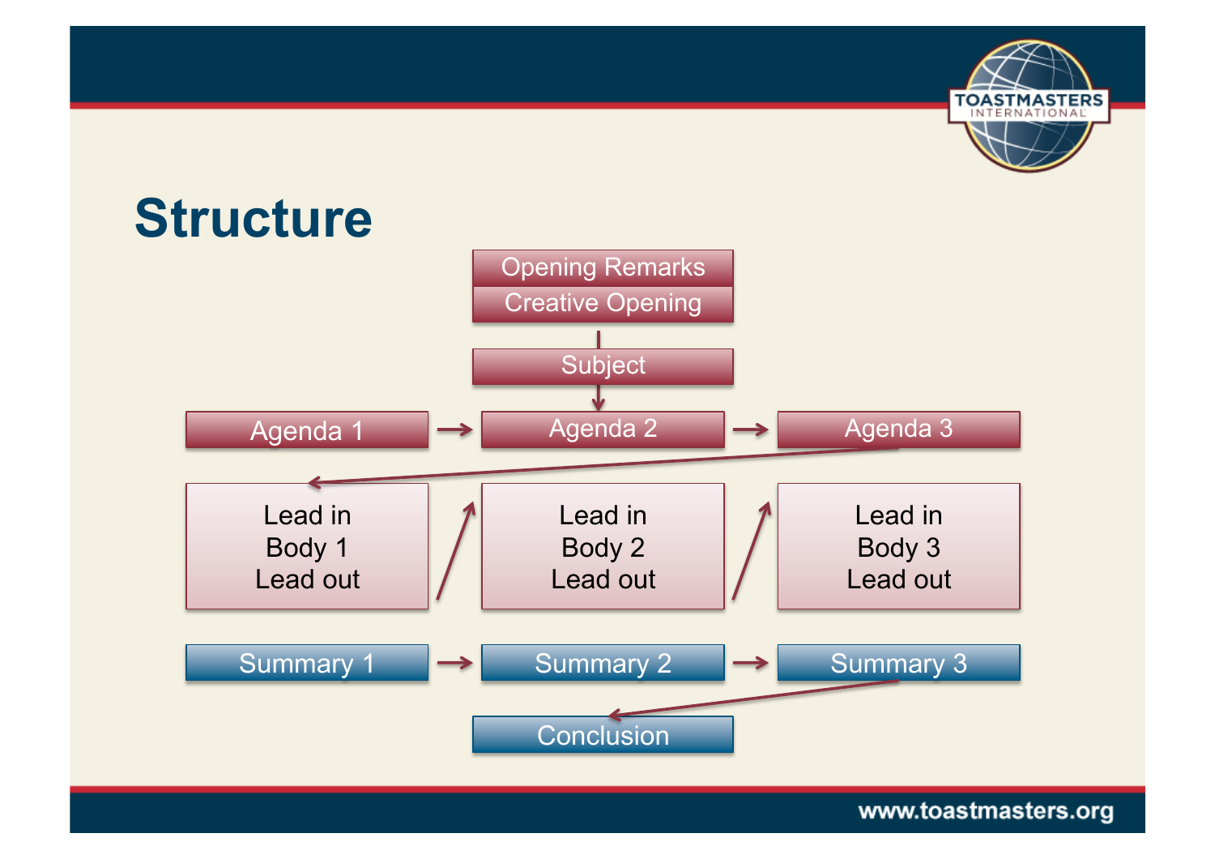# Structure

Opening Remarks

Creative Opening

Subject

Agenda 1 → Agenda 2 → Agenda 3

| Lead in<br>Body 1<br>Lead out | Lead in<br>Body 2<br>Lead out | Lead in<br>Body 3<br>Lead out |
|---|---|---|

Summary 1 → Summary 2 → Summary 3

Conclusion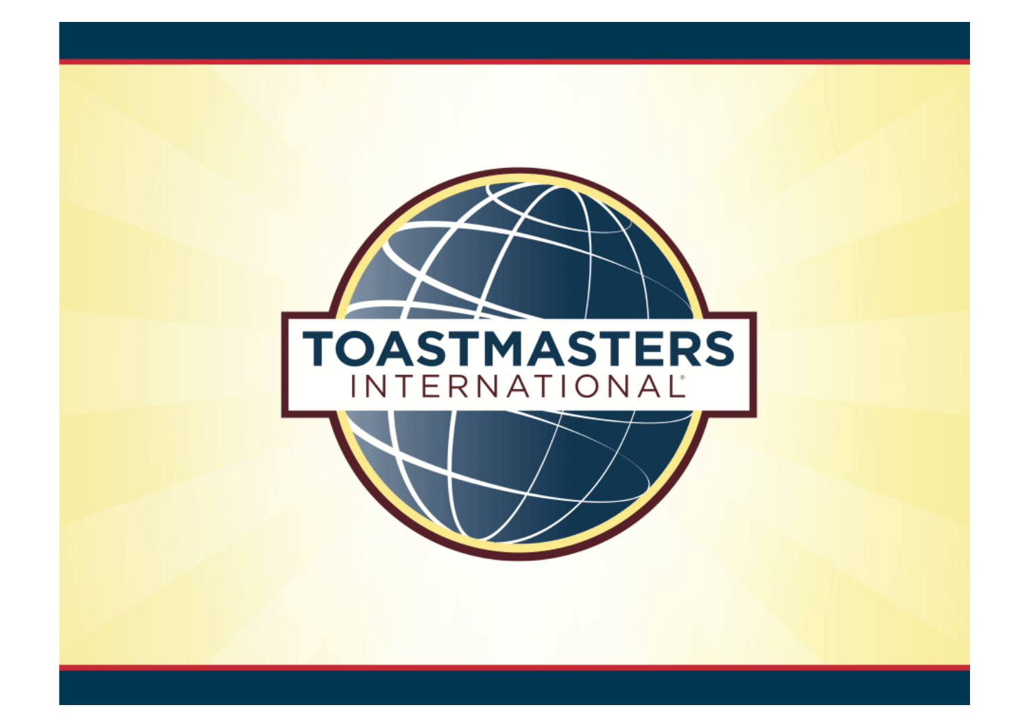TOASTMASTERS

INTERNATIONAL®